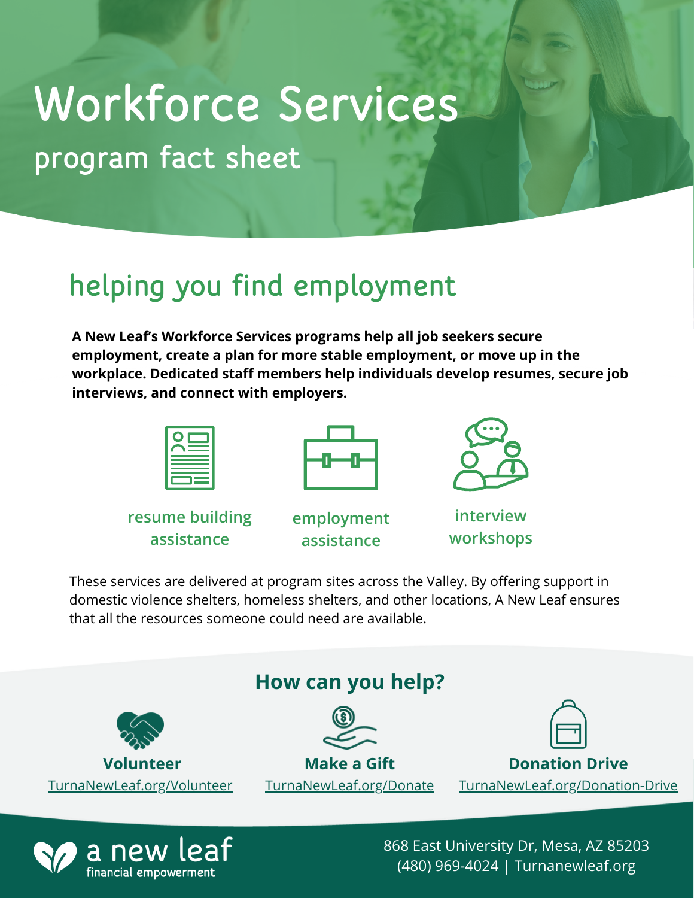# Workforce Services

## program fact sheet

## helping you find employment

**A New Leaf's Workforce Services programs help all job seekers secure employment, create a plan for more stable employment, or move up in the workplace. Dedicated staff members help individuals develop resumes, secure job interviews, and connect with employers.**

- resume building assistance
- employment assistance
- interview workshops

These services are delivered at program sites across the Valley. By offering support in domestic violence shelters, homeless shelters, and other locations, A New Leaf ensures that all the resources someone could need are available.

### How can you help?

**Volunteer**
TurnaNewLeaf.org/Volunteer

**Make a Gift**
TurnaNewLeaf.org/Donate

**Donation Drive**
TurnaNewLeaf.org/Donation-Drive

a new leaf
financial empowerment

868 East University Dr, Mesa, AZ 85203
(480) 969-4024 | Turnanewleaf.org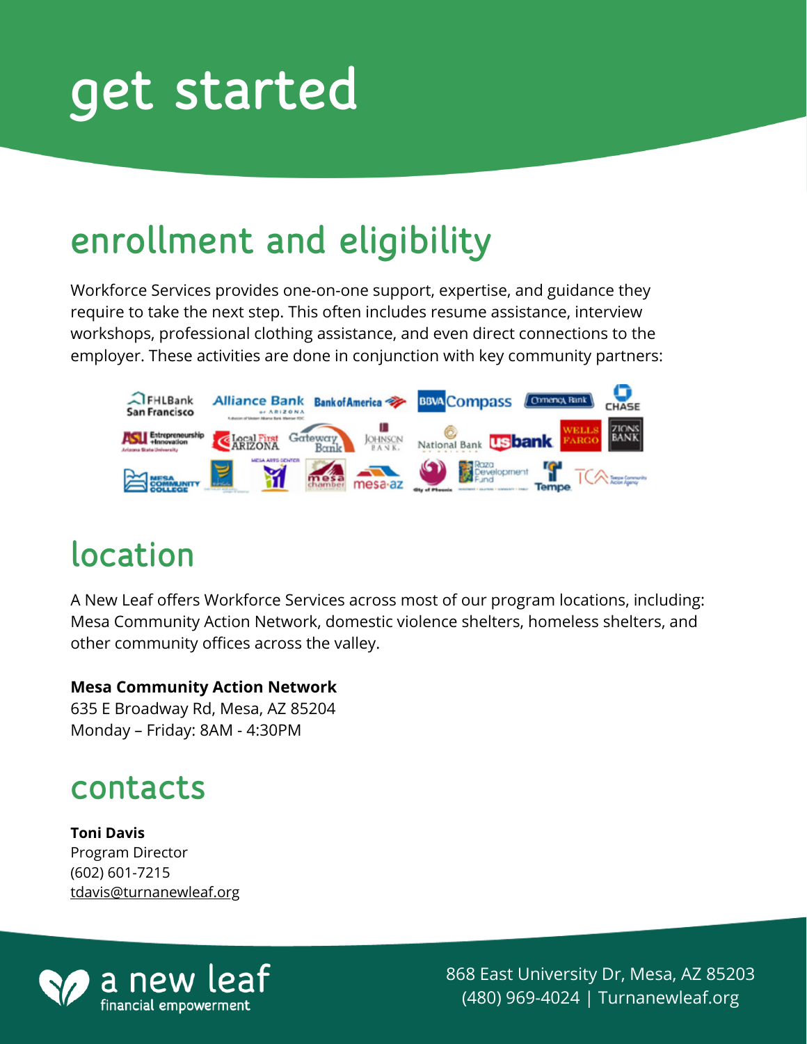# get started

## enrollment and eligibility

Workforce Services provides one-on-one support, expertise, and guidance they require to take the next step. This often includes resume assistance, interview workshops, professional clothing assistance, and even direct connections to the employer. These activities are done in conjunction with key community partners:

## location

A New Leaf offers Workforce Services across most of our program locations, including: Mesa Community Action Network, domestic violence shelters, homeless shelters, and other community offices across the valley.

**Mesa Community Action Network**
635 E Broadway Rd, Mesa, AZ 85204
Monday – Friday: 8AM - 4:30PM

## contacts

**Toni Davis**
Program Director
(602) 601-7215
tdavis@turnanewleaf.org

a new leaf
financial empowerment

868 East University Dr, Mesa, AZ 85203
(480) 969-4024 | Turnanewleaf.org